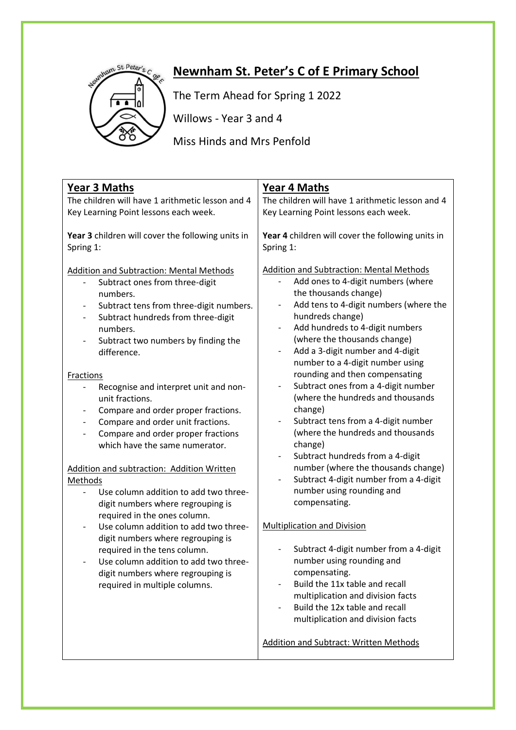# Newnham St. Peter's C of E Primary School

The Term Ahead for Spring 1 2022

Willows - Year 3 and 4

Miss Hinds and Mrs Penfold

## Year 3 Maths

The children will have 1 arithmetic lesson and 4 Key Learning Point lessons each week.

**Year 3** children will cover the following units in Spring 1:

Addition and Subtraction: Mental Methods

- Subtract ones from three-digit numbers.
- Subtract tens from three-digit numbers.
- Subtract hundreds from three-digit numbers.
- Subtract two numbers by finding the difference.

Fractions

- Recognise and interpret unit and non-unit fractions.
- Compare and order proper fractions.
- Compare and order unit fractions.
- Compare and order proper fractions which have the same numerator.

Addition and subtraction: Addition Written Methods

- Use column addition to add two three-digit numbers where regrouping is required in the ones column.
- Use column addition to add two three-digit numbers where regrouping is required in the tens column.
- Use column addition to add two three-digit numbers where regrouping is required in multiple columns.

## Year 4 Maths

The children will have 1 arithmetic lesson and 4 Key Learning Point lessons each week.

**Year 4** children will cover the following units in Spring 1:

Addition and Subtraction: Mental Methods

- Add ones to 4-digit numbers (where the thousands change)
- Add tens to 4-digit numbers (where the hundreds change)
- Add hundreds to 4-digit numbers (where the thousands change)
- Add a 3-digit number and 4-digit number to a 4-digit number using rounding and then compensating
- Subtract ones from a 4-digit number (where the hundreds and thousands change)
- Subtract tens from a 4-digit number (where the hundreds and thousands change)
- Subtract hundreds from a 4-digit number (where the thousands change)
- Subtract 4-digit number from a 4-digit number using rounding and compensating.

Multiplication and Division

- Subtract 4-digit number from a 4-digit number using rounding and compensating.
- Build the 11x table and recall multiplication and division facts
- Build the 12x table and recall multiplication and division facts

Addition and Subtract: Written Methods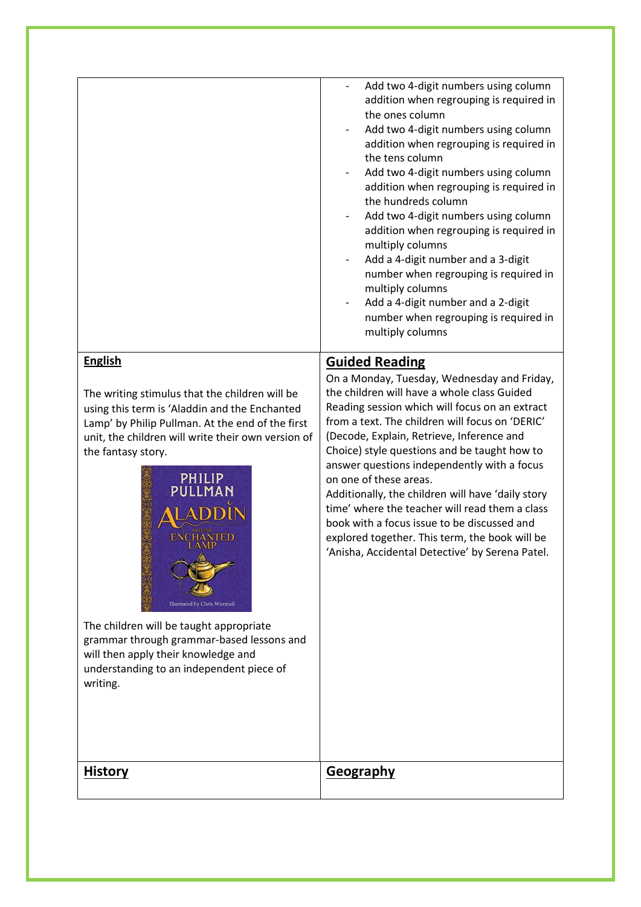|  |  |
|---|---|
|  | - Add two 4-digit numbers using column addition when regrouping is required in the ones column<br>- Add two 4-digit numbers using column addition when regrouping is required in the tens column<br>- Add two 4-digit numbers using column addition when regrouping is required in the hundreds column<br>- Add two 4-digit numbers using column addition when regrouping is required in multiply columns<br>- Add a 4-digit number and a 3-digit number when regrouping is required in multiply columns<br>- Add a 4-digit number and a 2-digit number when regrouping is required in multiply columns |
| **<u>English</u>**<br><br>The writing stimulus that the children will be using this term is 'Aladdin and the Enchanted Lamp' by Philip Pullman. At the end of the first unit, the children will write their own version of the fantasy story.<br><br>The children will be taught appropriate grammar through grammar-based lessons and will then apply their knowledge and understanding to an independent piece of writing. | **<u>Guided Reading</u>**<br>On a Monday, Tuesday, Wednesday and Friday, the children will have a whole class Guided Reading session which will focus on an extract from a text. The children will focus on 'DERIC' (Decode, Explain, Retrieve, Inference and Choice) style questions and be taught how to answer questions independently with a focus on one of these areas.<br>Additionally, the children will have 'daily story time' where the teacher will read them a class book with a focus issue to be discussed and explored together. This term, the book will be 'Anisha, Accidental Detective' by Serena Patel. |
| **<u>History</u>** | **<u>Geography</u>** |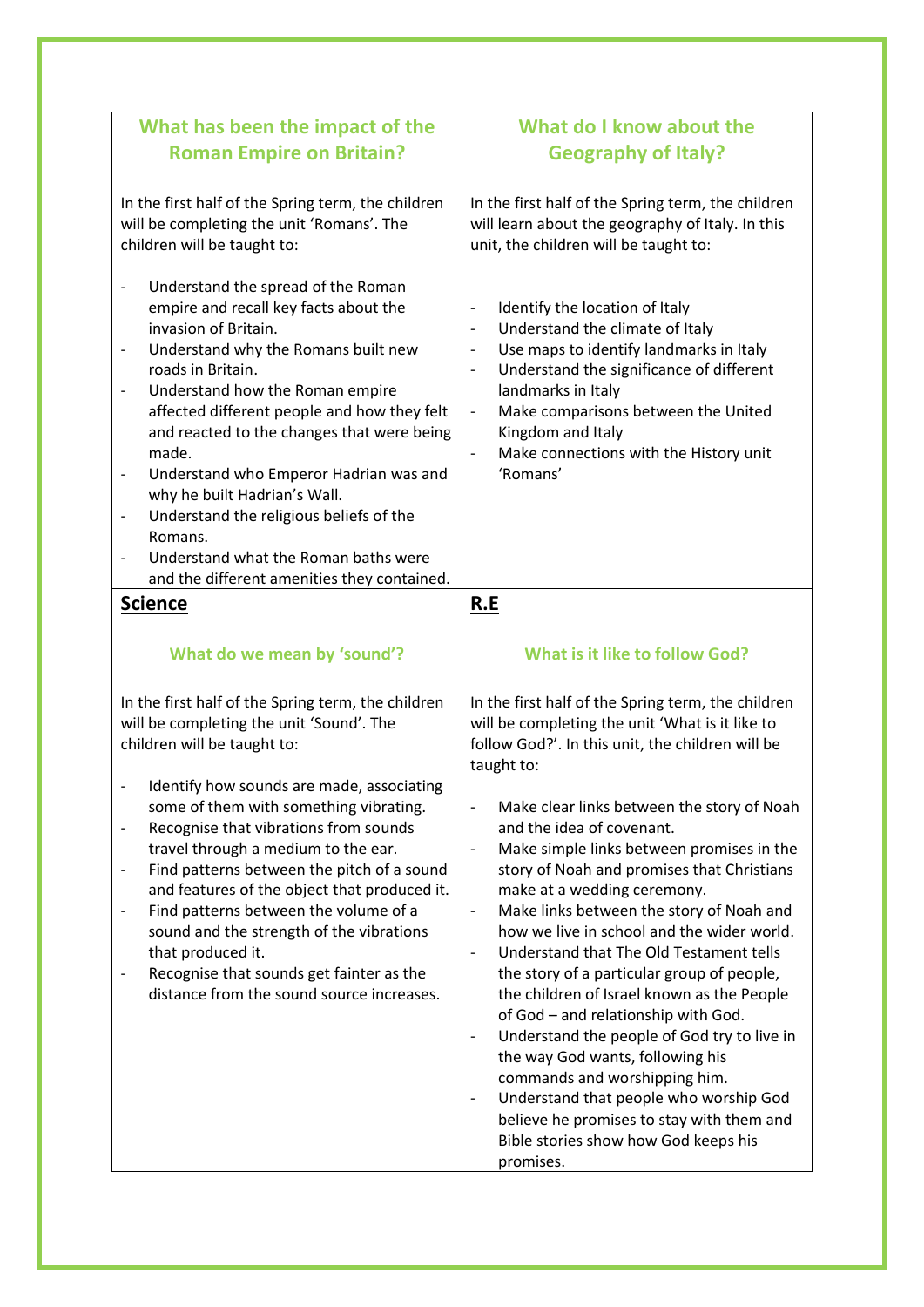## What has been the impact of the Roman Empire on Britain?

In the first half of the Spring term, the children will be completing the unit 'Romans'. The children will be taught to:

- Understand the spread of the Roman empire and recall key facts about the invasion of Britain.
- Understand why the Romans built new roads in Britain.
- Understand how the Roman empire affected different people and how they felt and reacted to the changes that were being made.
- Understand who Emperor Hadrian was and why he built Hadrian's Wall.
- Understand the religious beliefs of the Romans.
- Understand what the Roman baths were and the different amenities they contained.

## What do I know about the Geography of Italy?

In the first half of the Spring term, the children will learn about the geography of Italy. In this unit, the children will be taught to:

- Identify the location of Italy
- Understand the climate of Italy
- Use maps to identify landmarks in Italy
- Understand the significance of different landmarks in Italy
- Make comparisons between the United Kingdom and Italy
- Make connections with the History unit 'Romans'

## Science

### What do we mean by 'sound'?

In the first half of the Spring term, the children will be completing the unit 'Sound'. The children will be taught to:

- Identify how sounds are made, associating some of them with something vibrating.
- Recognise that vibrations from sounds travel through a medium to the ear.
- Find patterns between the pitch of a sound and features of the object that produced it.
- Find patterns between the volume of a sound and the strength of the vibrations that produced it.
- Recognise that sounds get fainter as the distance from the sound source increases.

## R.E

### What is it like to follow God?

In the first half of the Spring term, the children will be completing the unit 'What is it like to follow God?'. In this unit, the children will be taught to:

- Make clear links between the story of Noah and the idea of covenant.
- Make simple links between promises in the story of Noah and promises that Christians make at a wedding ceremony.
- Make links between the story of Noah and how we live in school and the wider world.
- Understand that The Old Testament tells the story of a particular group of people, the children of Israel known as the People of God – and relationship with God.
- Understand the people of God try to live in the way God wants, following his commands and worshipping him.
- Understand that people who worship God believe he promises to stay with them and Bible stories show how God keeps his promises.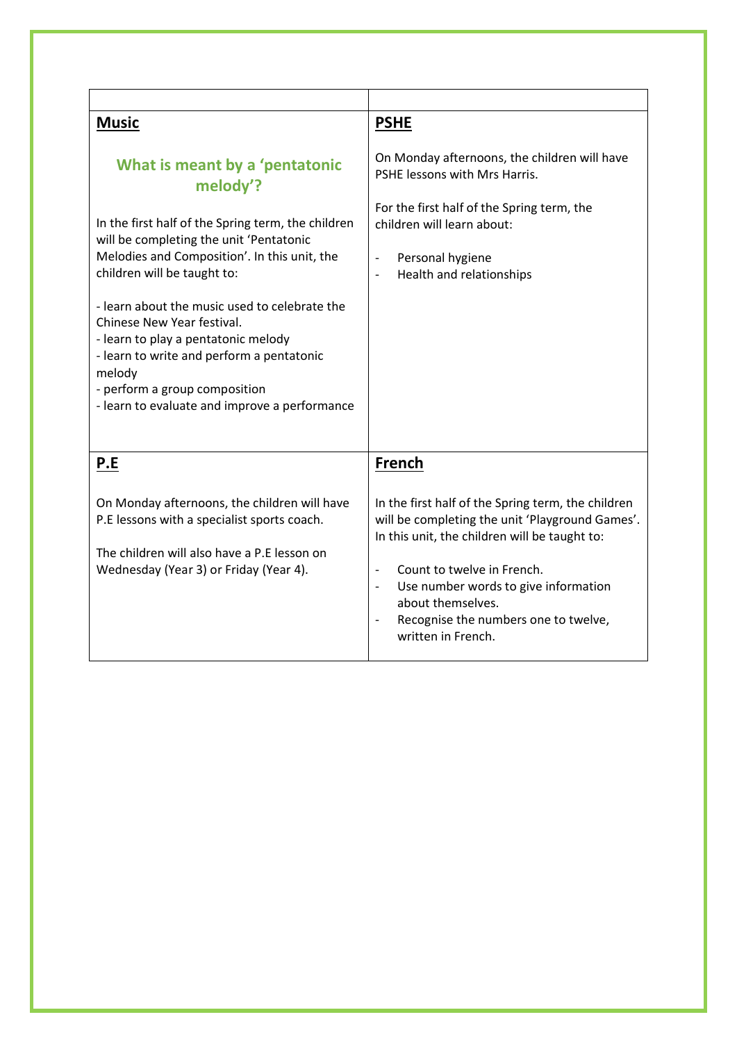| | |
|---|---|
| **Music**<br><br>**What is meant by a 'pentatonic melody'?**<br><br>In the first half of the Spring term, the children will be completing the unit 'Pentatonic Melodies and Composition'. In this unit, the children will be taught to:<br><br>- learn about the music used to celebrate the Chinese New Year festival.<br>- learn to play a pentatonic melody<br>- learn to write and perform a pentatonic melody<br>- perform a group composition<br>- learn to evaluate and improve a performance | **PSHE**<br><br>On Monday afternoons, the children will have PSHE lessons with Mrs Harris.<br><br>For the first half of the Spring term, the children will learn about:<br><br>- Personal hygiene<br>- Health and relationships |
| **P.E**<br><br>On Monday afternoons, the children will have P.E lessons with a specialist sports coach.<br><br>The children will also have a P.E lesson on Wednesday (Year 3) or Friday (Year 4). | **French**<br><br>In the first half of the Spring term, the children will be completing the unit 'Playground Games'. In this unit, the children will be taught to:<br><br>- Count to twelve in French.<br>- Use number words to give information about themselves.<br>- Recognise the numbers one to twelve, written in French. |